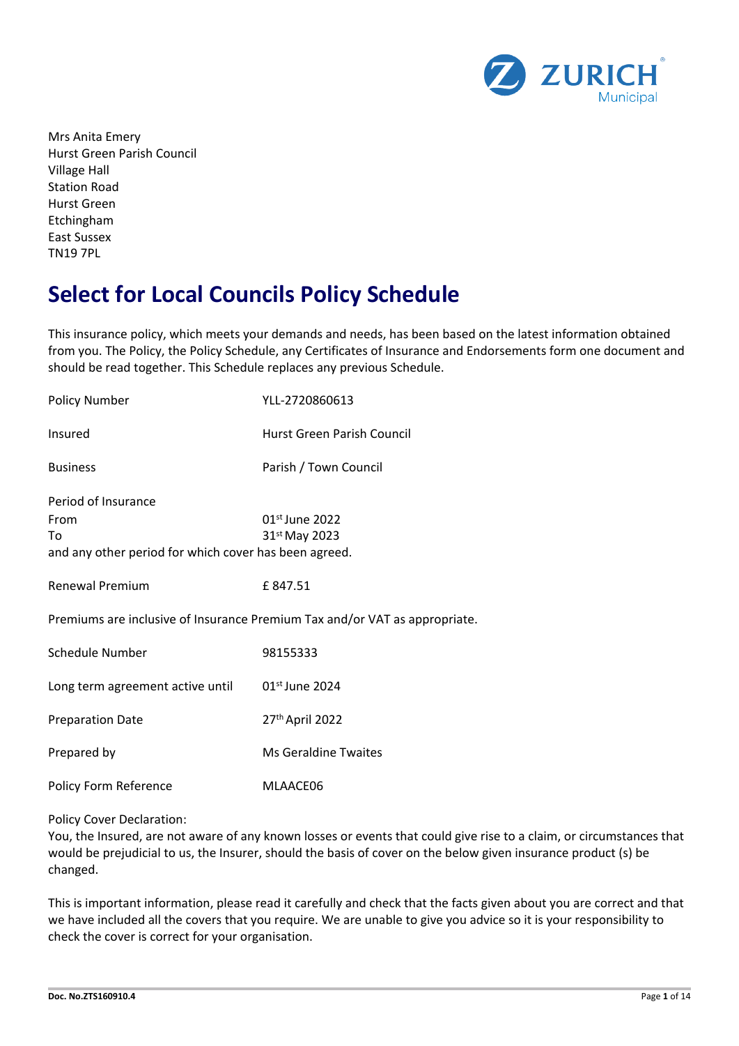Mrs Anita Emery
Hurst Green Parish Council
Village Hall
Station Road
Hurst Green
Etchingham
East Sussex
TN19 7PL

# Select for Local Councils Policy Schedule

This insurance policy, which meets your demands and needs, has been based on the latest information obtained from you. The Policy, the Policy Schedule, any Certificates of Insurance and Endorsements form one document and should be read together. This Schedule replaces any previous Schedule.

| | |
|---|---|
| Policy Number | YLL-2720860613 |
| Insured | Hurst Green Parish Council |
| Business | Parish / Town Council |
| Period of Insurance | |
| From | 01st June 2022 |
| To | 31st May 2023 |

and any other period for which cover has been agreed.

| | |
|---|---|
| Renewal Premium | £ 847.51 |

Premiums are inclusive of Insurance Premium Tax and/or VAT as appropriate.

| | |
|---|---|
| Schedule Number | 98155333 |
| Long term agreement active until | 01st June 2024 |
| Preparation Date | 27th April 2022 |
| Prepared by | Ms Geraldine Twaites |
| Policy Form Reference | MLAACE06 |

Policy Cover Declaration:
You, the Insured, are not aware of any known losses or events that could give rise to a claim, or circumstances that would be prejudicial to us, the Insurer, should the basis of cover on the below given insurance product (s) be changed.

This is important information, please read it carefully and check that the facts given about you are correct and that we have included all the covers that you require. We are unable to give you advice so it is your responsibility to check the cover is correct for your organisation.

Doc. No.ZTS160910.4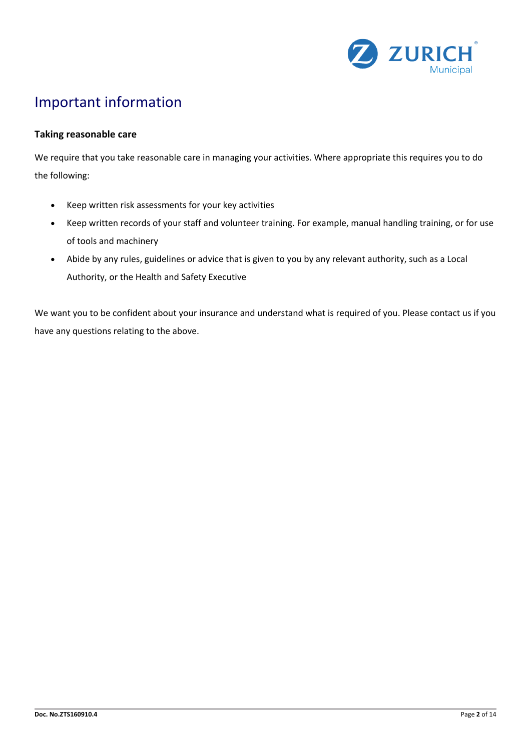# Important information

### Taking reasonable care

We require that you take reasonable care in managing your activities. Where appropriate this requires you to do the following:

- Keep written risk assessments for your key activities
- Keep written records of your staff and volunteer training. For example, manual handling training, or for use of tools and machinery
- Abide by any rules, guidelines or advice that is given to you by any relevant authority, such as a Local Authority, or the Health and Safety Executive

We want you to be confident about your insurance and understand what is required of you. Please contact us if you have any questions relating to the above.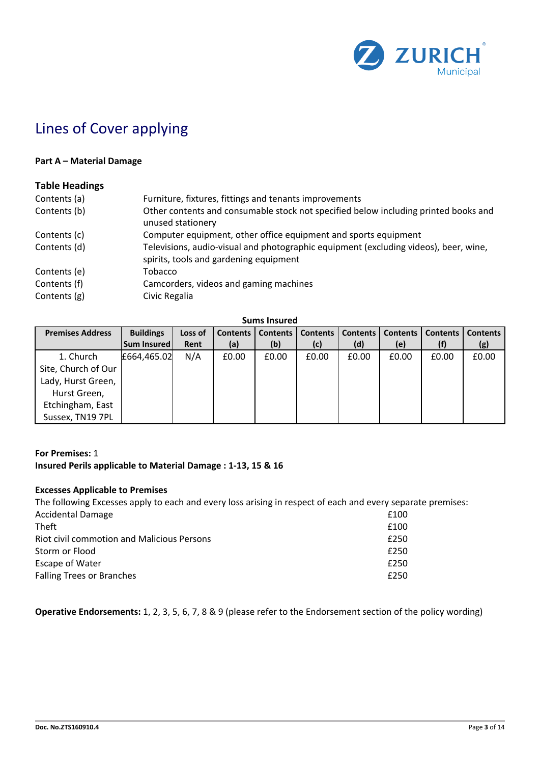# Lines of Cover applying

**Part A – Material Damage**

## Table Headings

| | |
|---|---|
| Contents (a) | Furniture, fixtures, fittings and tenants improvements |
| Contents (b) | Other contents and consumable stock not specified below including printed books and unused stationery |
| Contents (c) | Computer equipment, other office equipment and sports equipment |
| Contents (d) | Televisions, audio-visual and photographic equipment (excluding videos), beer, wine, spirits, tools and gardening equipment |
| Contents (e) | Tobacco |
| Contents (f) | Camcorders, videos and gaming machines |
| Contents (g) | Civic Regalia |

**Sums Insured**

| Premises Address | Buildings Sum Insured | Loss of Rent | Contents (a) | Contents (b) | Contents (c) | Contents (d) | Contents (e) | Contents (f) | Contents (g) |
|---|---|---|---|---|---|---|---|---|---|
| 1. Church Site, Church of Our Lady, Hurst Green, Hurst Green, Etchingham, East Sussex, TN19 7PL | £664,465.02 | N/A | £0.00 | £0.00 | £0.00 | £0.00 | £0.00 | £0.00 | £0.00 |

**For Premises:** 1
**Insured Perils applicable to Material Damage : 1-13, 15 & 16**

**Excesses Applicable to Premises**
The following Excesses apply to each and every loss arising in respect of each and every separate premises:

| | |
|---|---|
| Accidental Damage | £100 |
| Theft | £100 |
| Riot civil commotion and Malicious Persons | £250 |
| Storm or Flood | £250 |
| Escape of Water | £250 |
| Falling Trees or Branches | £250 |

**Operative Endorsements:** 1, 2, 3, 5, 6, 7, 8 & 9 (please refer to the Endorsement section of the policy wording)

Doc. No.ZTS160910.4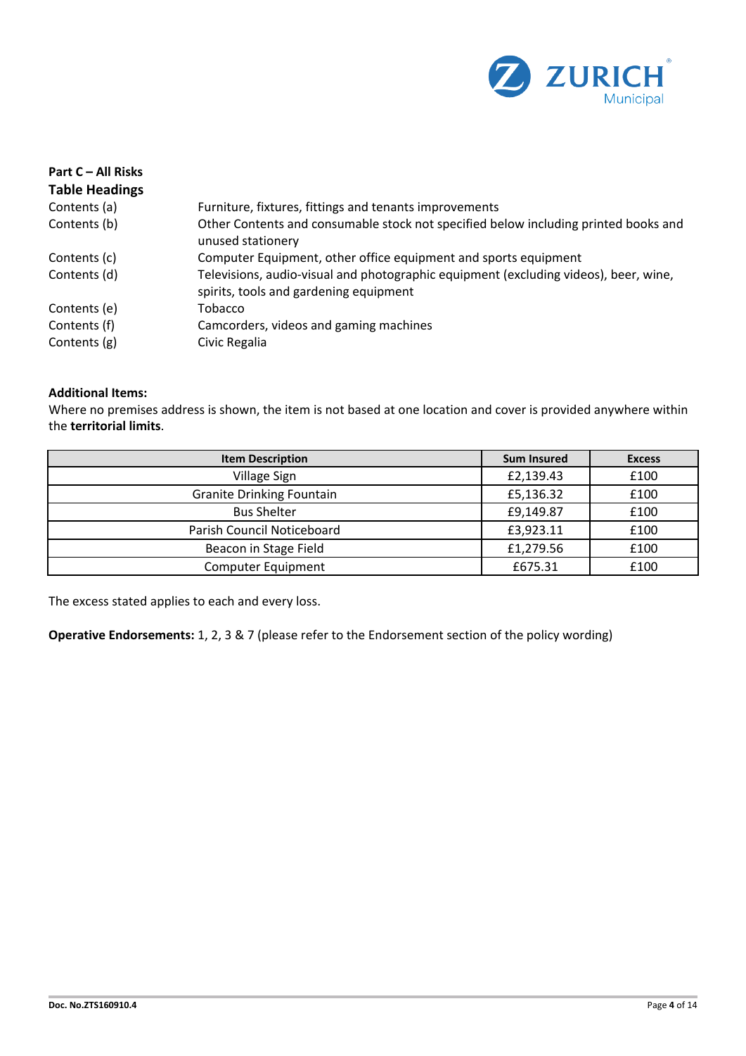**Part C – All Risks**

**Table Headings**

| | |
|---|---|
| Contents (a) | Furniture, fixtures, fittings and tenants improvements |
| Contents (b) | Other Contents and consumable stock not specified below including printed books and unused stationery |
| Contents (c) | Computer Equipment, other office equipment and sports equipment |
| Contents (d) | Televisions, audio-visual and photographic equipment (excluding videos), beer, wine, spirits, tools and gardening equipment |
| Contents (e) | Tobacco |
| Contents (f) | Camcorders, videos and gaming machines |
| Contents (g) | Civic Regalia |

**Additional Items:**

Where no premises address is shown, the item is not based at one location and cover is provided anywhere within the **territorial limits**.

| Item Description | Sum Insured | Excess |
|---|---|---|
| Village Sign | £2,139.43 | £100 |
| Granite Drinking Fountain | £5,136.32 | £100 |
| Bus Shelter | £9,149.87 | £100 |
| Parish Council Noticeboard | £3,923.11 | £100 |
| Beacon in Stage Field | £1,279.56 | £100 |
| Computer Equipment | £675.31 | £100 |

The excess stated applies to each and every loss.

**Operative Endorsements:** 1, 2, 3 & 7 (please refer to the Endorsement section of the policy wording)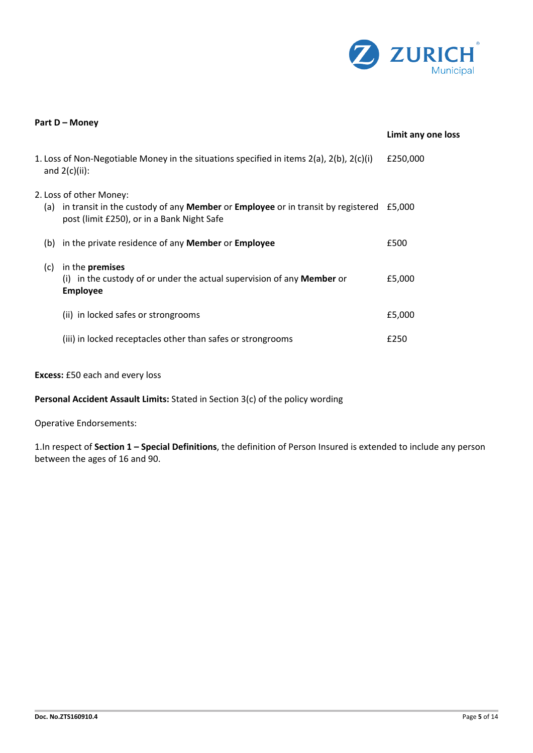**Part D – Money**

| | Limit any one loss |
|---|---|
| 1. Loss of Non-Negotiable Money in the situations specified in items 2(a), 2(b), 2(c)(i) and 2(c)(ii): | £250,000 |
| 2. Loss of other Money: | |
| (a) in transit in the custody of any **Member** or **Employee** or in transit by registered post (limit £250), or in a Bank Night Safe | £5,000 |
| (b) in the private residence of any **Member** or **Employee** | £500 |
| (c) in the **premises** | |
| (i) in the custody of or under the actual supervision of any **Member** or **Employee** | £5,000 |
| (ii) in locked safes or strongrooms | £5,000 |
| (iii) in locked receptacles other than safes or strongrooms | £250 |

**Excess:** £50 each and every loss

**Personal Accident Assault Limits:** Stated in Section 3(c) of the policy wording

Operative Endorsements:

1.In respect of **Section 1 – Special Definitions**, the definition of Person Insured is extended to include any person between the ages of 16 and 90.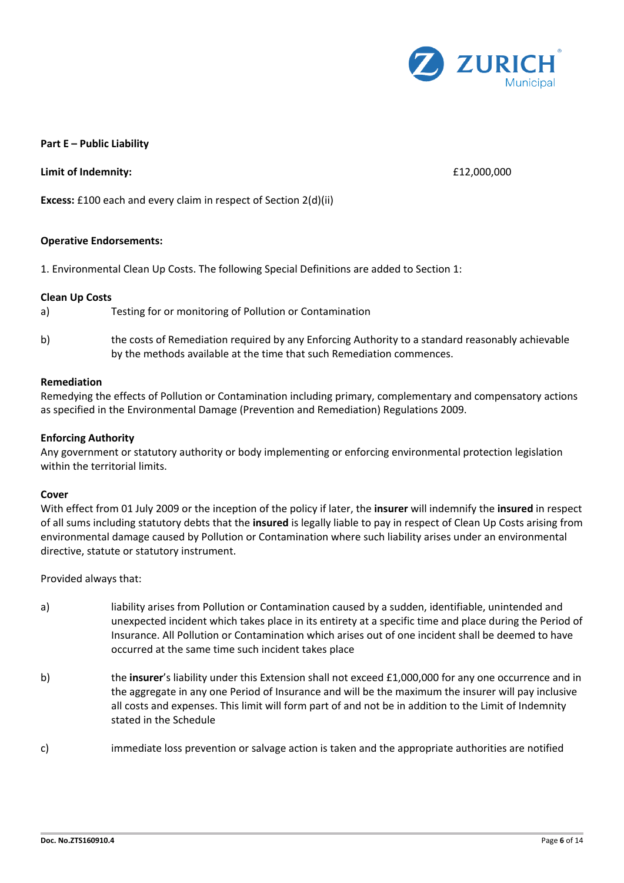**Part E – Public Liability**

**Limit of Indemnity:** £12,000,000

**Excess:** £100 each and every claim in respect of Section 2(d)(ii)

**Operative Endorsements:**

1. Environmental Clean Up Costs. The following Special Definitions are added to Section 1:

**Clean Up Costs**

a) Testing for or monitoring of Pollution or Contamination

b) the costs of Remediation required by any Enforcing Authority to a standard reasonably achievable by the methods available at the time that such Remediation commences.

**Remediation**

Remedying the effects of Pollution or Contamination including primary, complementary and compensatory actions as specified in the Environmental Damage (Prevention and Remediation) Regulations 2009.

**Enforcing Authority**

Any government or statutory authority or body implementing or enforcing environmental protection legislation within the territorial limits.

**Cover**

With effect from 01 July 2009 or the inception of the policy if later, the **insurer** will indemnify the **insured** in respect of all sums including statutory debts that the **insured** is legally liable to pay in respect of Clean Up Costs arising from environmental damage caused by Pollution or Contamination where such liability arises under an environmental directive, statute or statutory instrument.

Provided always that:

a) liability arises from Pollution or Contamination caused by a sudden, identifiable, unintended and unexpected incident which takes place in its entirety at a specific time and place during the Period of Insurance. All Pollution or Contamination which arises out of one incident shall be deemed to have occurred at the same time such incident takes place

b) the **insurer**'s liability under this Extension shall not exceed £1,000,000 for any one occurrence and in the aggregate in any one Period of Insurance and will be the maximum the insurer will pay inclusive all costs and expenses. This limit will form part of and not be in addition to the Limit of Indemnity stated in the Schedule

c) immediate loss prevention or salvage action is taken and the appropriate authorities are notified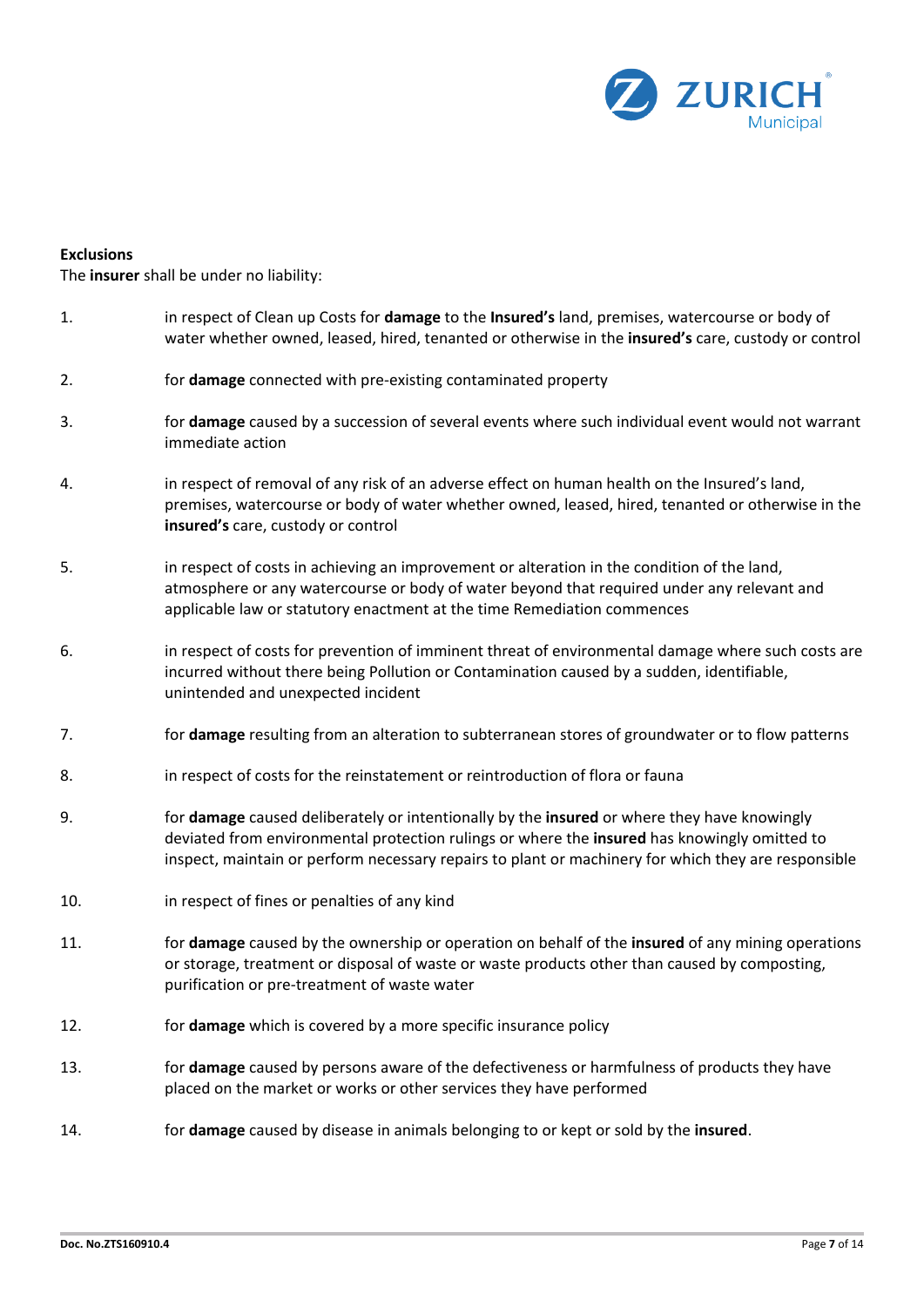**Exclusions**

The **insurer** shall be under no liability:

1. in respect of Clean up Costs for **damage** to the **Insured's** land, premises, watercourse or body of water whether owned, leased, hired, tenanted or otherwise in the **insured's** care, custody or control

2. for **damage** connected with pre-existing contaminated property

3. for **damage** caused by a succession of several events where such individual event would not warrant immediate action

4. in respect of removal of any risk of an adverse effect on human health on the Insured's land, premises, watercourse or body of water whether owned, leased, hired, tenanted or otherwise in the **insured's** care, custody or control

5. in respect of costs in achieving an improvement or alteration in the condition of the land, atmosphere or any watercourse or body of water beyond that required under any relevant and applicable law or statutory enactment at the time Remediation commences

6. in respect of costs for prevention of imminent threat of environmental damage where such costs are incurred without there being Pollution or Contamination caused by a sudden, identifiable, unintended and unexpected incident

7. for **damage** resulting from an alteration to subterranean stores of groundwater or to flow patterns

8. in respect of costs for the reinstatement or reintroduction of flora or fauna

9. for **damage** caused deliberately or intentionally by the **insured** or where they have knowingly deviated from environmental protection rulings or where the **insured** has knowingly omitted to inspect, maintain or perform necessary repairs to plant or machinery for which they are responsible

10. in respect of fines or penalties of any kind

11. for **damage** caused by the ownership or operation on behalf of the **insured** of any mining operations or storage, treatment or disposal of waste or waste products other than caused by composting, purification or pre-treatment of waste water

12. for **damage** which is covered by a more specific insurance policy

13. for **damage** caused by persons aware of the defectiveness or harmfulness of products they have placed on the market or works or other services they have performed

14. for **damage** caused by disease in animals belonging to or kept or sold by the **insured**.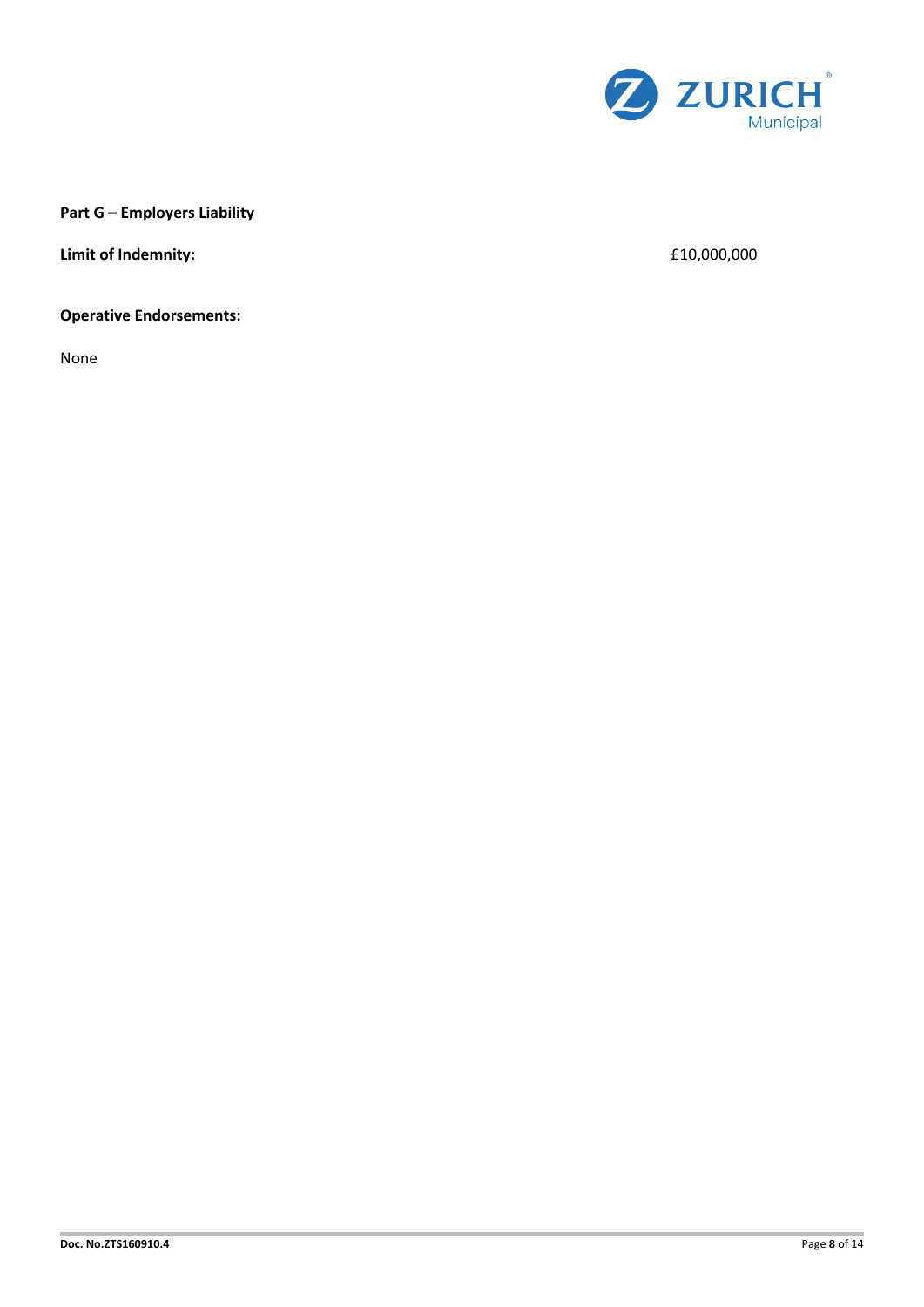**Part G – Employers Liability**

**Limit of Indemnity:** £10,000,000

**Operative Endorsements:**

None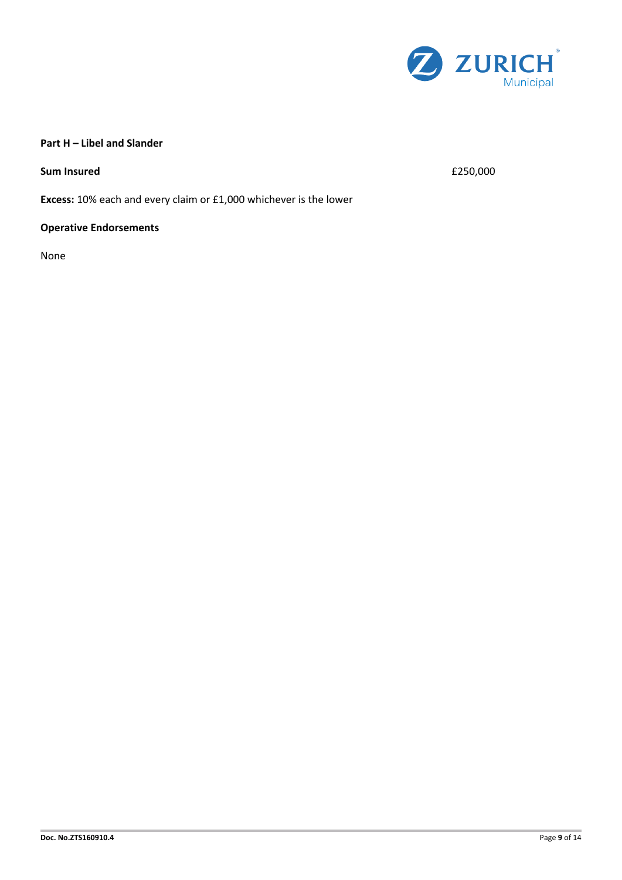**Part H – Libel and Slander**

**Sum Insured** £250,000

**Excess:** 10% each and every claim or £1,000 whichever is the lower

**Operative Endorsements**

None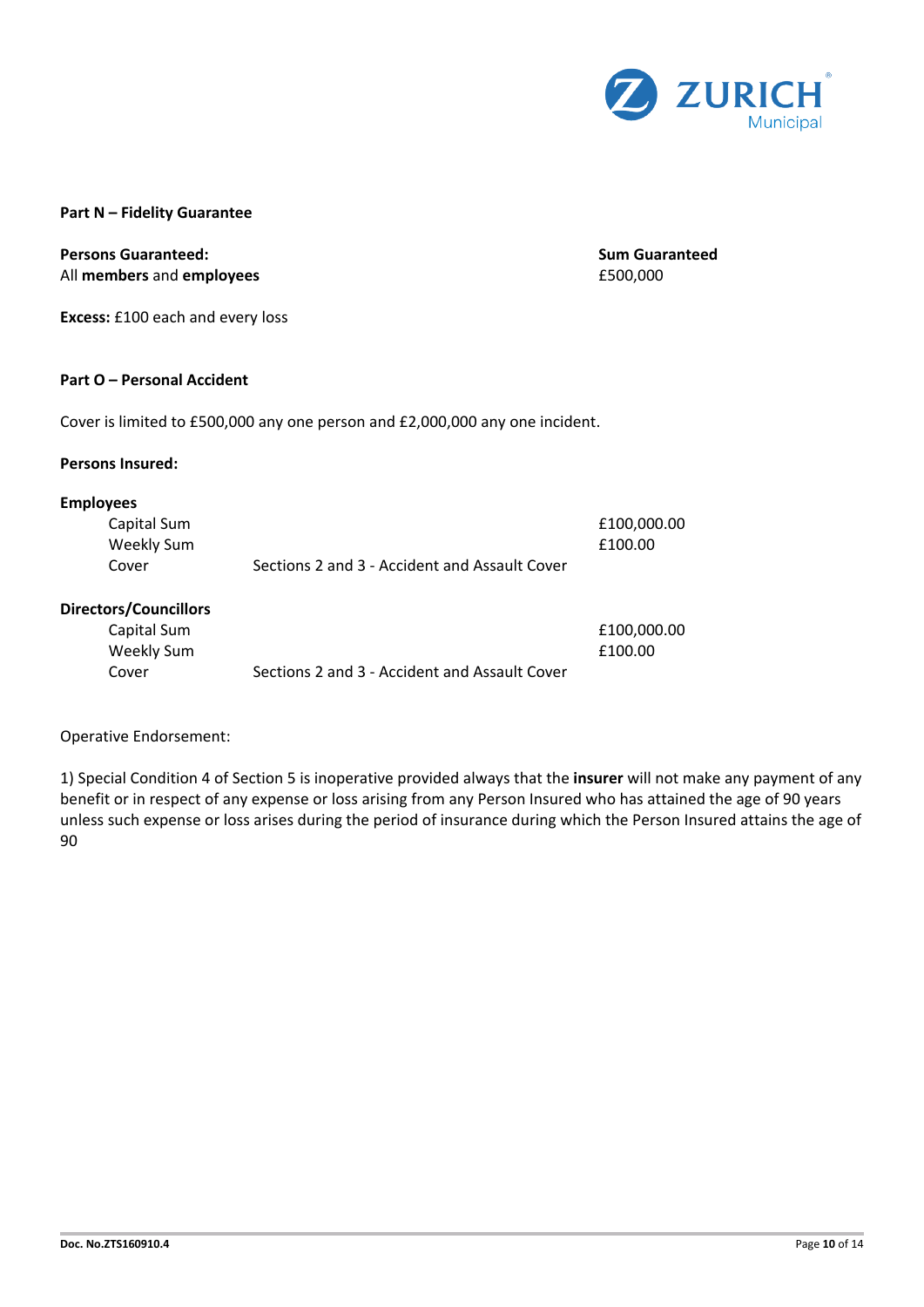**Part N – Fidelity Guarantee**

| Persons Guaranteed: | Sum Guaranteed |
| --- | --- |
| All **members** and **employees** | £500,000 |

**Excess:** £100 each and every loss

**Part O – Personal Accident**

Cover is limited to £500,000 any one person and £2,000,000 any one incident.

**Persons Insured:**

**Employees**

| | | |
| --- | --- | --- |
| Capital Sum | | £100,000.00 |
| Weekly Sum | | £100.00 |
| Cover | Sections 2 and 3 - Accident and Assault Cover | |

**Directors/Councillors**

| | | |
| --- | --- | --- |
| Capital Sum | | £100,000.00 |
| Weekly Sum | | £100.00 |
| Cover | Sections 2 and 3 - Accident and Assault Cover | |

Operative Endorsement:

1) Special Condition 4 of Section 5 is inoperative provided always that the **insurer** will not make any payment of any benefit or in respect of any expense or loss arising from any Person Insured who has attained the age of 90 years unless such expense or loss arises during the period of insurance during which the Person Insured attains the age of 90

Doc. No.ZTS160910.4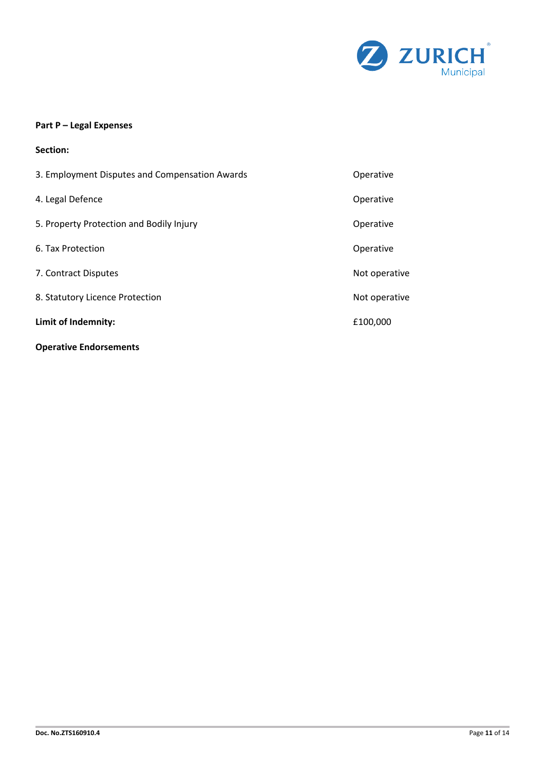**Part P – Legal Expenses**

**Section:**

| | |
|---|---|
| 3. Employment Disputes and Compensation Awards | Operative |
| 4. Legal Defence | Operative |
| 5. Property Protection and Bodily Injury | Operative |
| 6. Tax Protection | Operative |
| 7. Contract Disputes | Not operative |
| 8. Statutory Licence Protection | Not operative |
| **Limit of Indemnity:** | £100,000 |

**Operative Endorsements**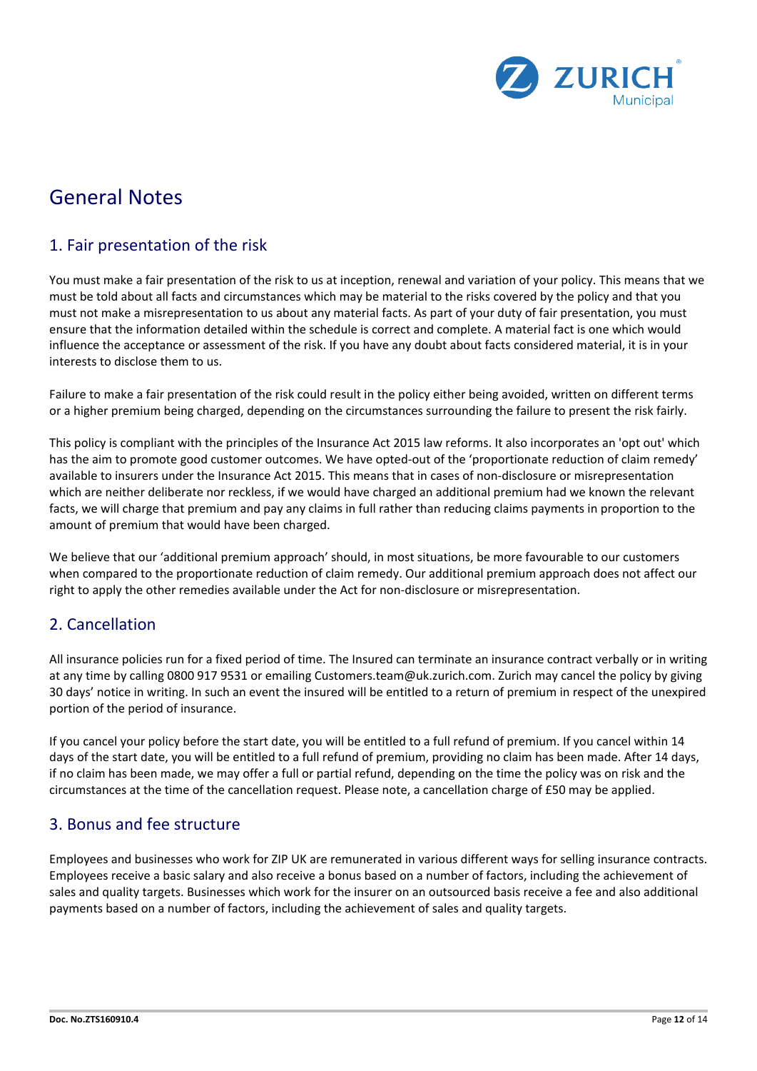# General Notes

## 1. Fair presentation of the risk

You must make a fair presentation of the risk to us at inception, renewal and variation of your policy. This means that we must be told about all facts and circumstances which may be material to the risks covered by the policy and that you must not make a misrepresentation to us about any material facts. As part of your duty of fair presentation, you must ensure that the information detailed within the schedule is correct and complete. A material fact is one which would influence the acceptance or assessment of the risk. If you have any doubt about facts considered material, it is in your interests to disclose them to us.

Failure to make a fair presentation of the risk could result in the policy either being avoided, written on different terms or a higher premium being charged, depending on the circumstances surrounding the failure to present the risk fairly.

This policy is compliant with the principles of the Insurance Act 2015 law reforms. It also incorporates an 'opt out' which has the aim to promote good customer outcomes. We have opted-out of the 'proportionate reduction of claim remedy' available to insurers under the Insurance Act 2015. This means that in cases of non-disclosure or misrepresentation which are neither deliberate nor reckless, if we would have charged an additional premium had we known the relevant facts, we will charge that premium and pay any claims in full rather than reducing claims payments in proportion to the amount of premium that would have been charged.

We believe that our 'additional premium approach' should, in most situations, be more favourable to our customers when compared to the proportionate reduction of claim remedy. Our additional premium approach does not affect our right to apply the other remedies available under the Act for non-disclosure or misrepresentation.

## 2. Cancellation

All insurance policies run for a fixed period of time. The Insured can terminate an insurance contract verbally or in writing at any time by calling 0800 917 9531 or emailing Customers.team@uk.zurich.com. Zurich may cancel the policy by giving 30 days' notice in writing. In such an event the insured will be entitled to a return of premium in respect of the unexpired portion of the period of insurance.

If you cancel your policy before the start date, you will be entitled to a full refund of premium. If you cancel within 14 days of the start date, you will be entitled to a full refund of premium, providing no claim has been made. After 14 days, if no claim has been made, we may offer a full or partial refund, depending on the time the policy was on risk and the circumstances at the time of the cancellation request. Please note, a cancellation charge of £50 may be applied.

## 3. Bonus and fee structure

Employees and businesses who work for ZIP UK are remunerated in various different ways for selling insurance contracts. Employees receive a basic salary and also receive a bonus based on a number of factors, including the achievement of sales and quality targets. Businesses which work for the insurer on an outsourced basis receive a fee and also additional payments based on a number of factors, including the achievement of sales and quality targets.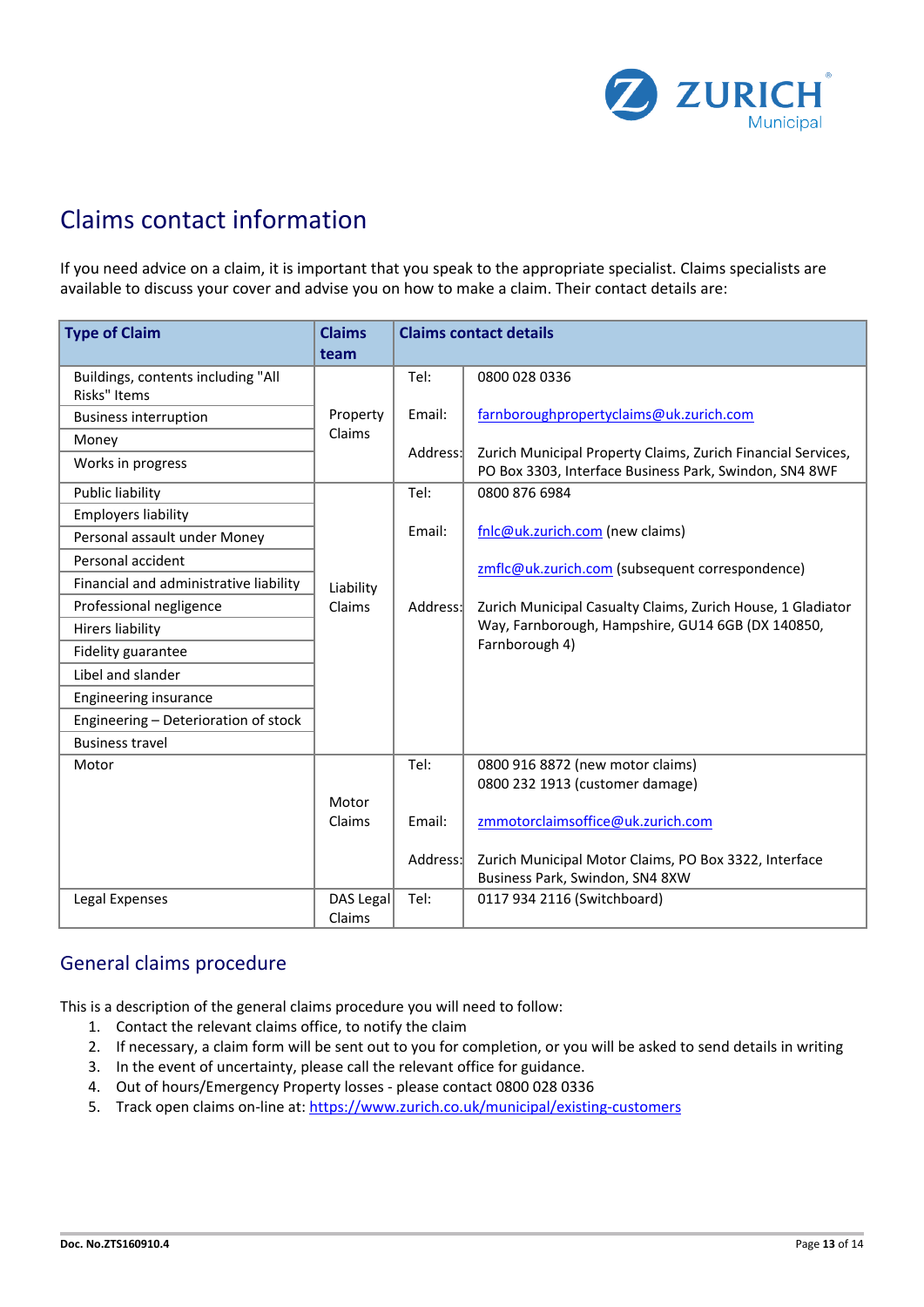# Claims contact information

If you need advice on a claim, it is important that you speak to the appropriate specialist. Claims specialists are available to discuss your cover and advise you on how to make a claim. Their contact details are:

| Type of Claim | Claims team | Claims contact details | |
|---|---|---|---|
| Buildings, contents including "All Risks" Items<br>Business interruption<br>Money<br>Works in progress | Property Claims | Tel: | 0800 028 0336 |
| | | Email: | farnboroughpropertyclaims@uk.zurich.com |
| | | Address: | Zurich Municipal Property Claims, Zurich Financial Services, PO Box 3303, Interface Business Park, Swindon, SN4 8WF |
| Public liability<br>Employers liability<br>Personal assault under Money<br>Personal accident<br>Financial and administrative liability<br>Professional negligence<br>Hirers liability<br>Fidelity guarantee<br>Libel and slander<br>Engineering insurance<br>Engineering – Deterioration of stock<br>Business travel | Liability Claims | Tel: | 0800 876 6984 |
| | | Email: | fnlc@uk.zurich.com (new claims)<br>zmflc@uk.zurich.com (subsequent correspondence) |
| | | Address: | Zurich Municipal Casualty Claims, Zurich House, 1 Gladiator Way, Farnborough, Hampshire, GU14 6GB (DX 140850, Farnborough 4) |
| Motor | Motor Claims | Tel: | 0800 916 8872 (new motor claims)<br>0800 232 1913 (customer damage) |
| | | Email: | zmmotorclaimsoffice@uk.zurich.com |
| | | Address: | Zurich Municipal Motor Claims, PO Box 3322, Interface Business Park, Swindon, SN4 8XW |
| Legal Expenses | DAS Legal Claims | Tel: | 0117 934 2116 (Switchboard) |

## General claims procedure

This is a description of the general claims procedure you will need to follow:

1. Contact the relevant claims office, to notify the claim
2. If necessary, a claim form will be sent out to you for completion, or you will be asked to send details in writing
3. In the event of uncertainty, please call the relevant office for guidance.
4. Out of hours/Emergency Property losses - please contact 0800 028 0336
5. Track open claims on-line at: https://www.zurich.co.uk/municipal/existing-customers

Doc. No.ZTS160910.4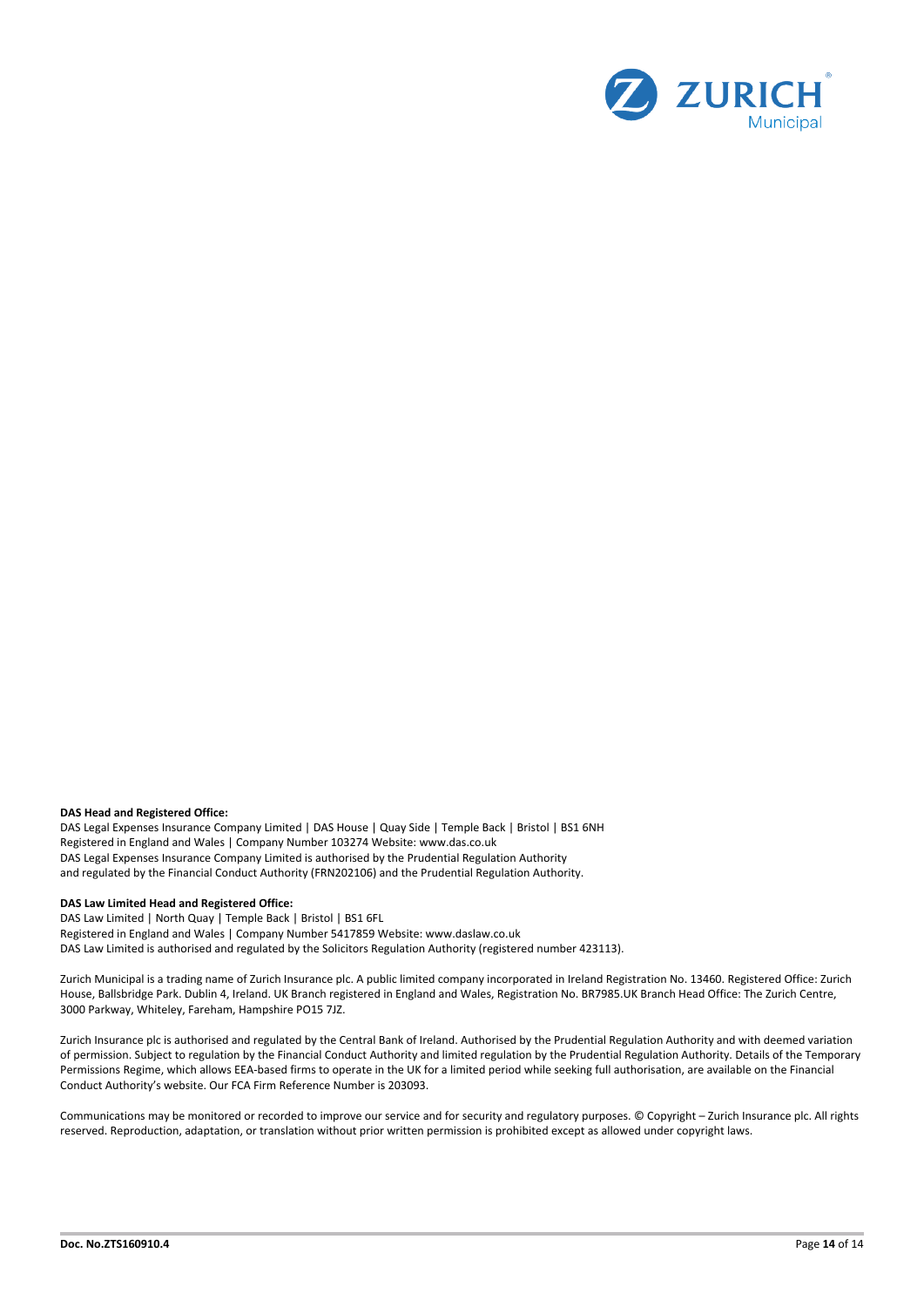**DAS Head and Registered Office:**

DAS Legal Expenses Insurance Company Limited | DAS House | Quay Side | Temple Back | Bristol | BS1 6NH
Registered in England and Wales | Company Number 103274 Website: www.das.co.uk
DAS Legal Expenses Insurance Company Limited is authorised by the Prudential Regulation Authority
and regulated by the Financial Conduct Authority (FRN202106) and the Prudential Regulation Authority.

**DAS Law Limited Head and Registered Office:**

DAS Law Limited | North Quay | Temple Back | Bristol | BS1 6FL
Registered in England and Wales | Company Number 5417859 Website: www.daslaw.co.uk
DAS Law Limited is authorised and regulated by the Solicitors Regulation Authority (registered number 423113).

Zurich Municipal is a trading name of Zurich Insurance plc. A public limited company incorporated in Ireland Registration No. 13460. Registered Office: Zurich House, Ballsbridge Park. Dublin 4, Ireland. UK Branch registered in England and Wales, Registration No. BR7985.UK Branch Head Office: The Zurich Centre, 3000 Parkway, Whiteley, Fareham, Hampshire PO15 7JZ.

Zurich Insurance plc is authorised and regulated by the Central Bank of Ireland. Authorised by the Prudential Regulation Authority and with deemed variation of permission. Subject to regulation by the Financial Conduct Authority and limited regulation by the Prudential Regulation Authority. Details of the Temporary Permissions Regime, which allows EEA-based firms to operate in the UK for a limited period while seeking full authorisation, are available on the Financial Conduct Authority's website. Our FCA Firm Reference Number is 203093.

Communications may be monitored or recorded to improve our service and for security and regulatory purposes. © Copyright – Zurich Insurance plc. All rights reserved. Reproduction, adaptation, or translation without prior written permission is prohibited except as allowed under copyright laws.

**Doc. No.ZTS160910.4**